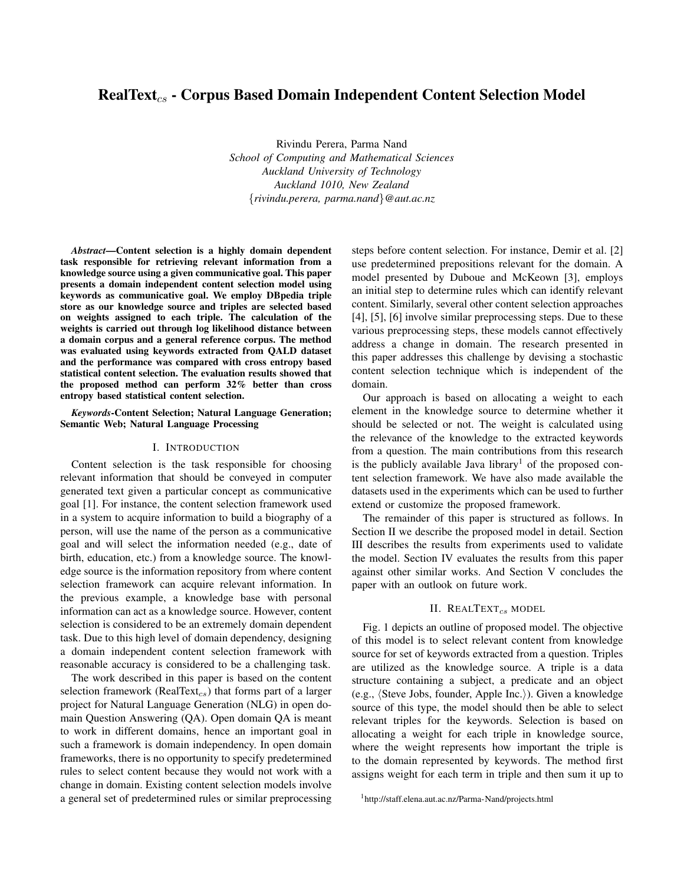# RealText$_{cs}$ - Corpus Based Domain Independent Content Selection Model

Rivindu Perera, Parma Nand
*School of Computing and Mathematical Sciences*
*Auckland University of Technology*
*Auckland 1010, New Zealand*
{*rivindu.perera, parma.nand*}*@aut.ac.nz*

***Abstract*—Content selection is a highly domain dependent task responsible for retrieving relevant information from a knowledge source using a given communicative goal. This paper presents a domain independent content selection model using keywords as communicative goal. We employ DBpedia triple store as our knowledge source and triples are selected based on weights assigned to each triple. The calculation of the weights is carried out through log likelihood distance between a domain corpus and a general reference corpus. The method was evaluated using keywords extracted from QALD dataset and the performance was compared with cross entropy based statistical content selection. The evaluation results showed that the proposed method can perform 32% better than cross entropy based statistical content selection.**

***Keywords*-Content Selection; Natural Language Generation; Semantic Web; Natural Language Processing**

## I. Introduction

Content selection is the task responsible for choosing relevant information that should be conveyed in computer generated text given a particular concept as communicative goal [1]. For instance, the content selection framework used in a system to acquire information to build a biography of a person, will use the name of the person as a communicative goal and will select the information needed (e.g., date of birth, education, etc.) from a knowledge source. The knowledge source is the information repository from where content selection framework can acquire relevant information. In the previous example, a knowledge base with personal information can act as a knowledge source. However, content selection is considered to be an extremely domain dependent task. Due to this high level of domain dependency, designing a domain independent content selection framework with reasonable accuracy is considered to be a challenging task.

The work described in this paper is based on the content selection framework (RealText$_{cs}$) that forms part of a larger project for Natural Language Generation (NLG) in open domain Question Answering (QA). Open domain QA is meant to work in different domains, hence an important goal in such a framework is domain independency. In open domain frameworks, there is no opportunity to specify predetermined rules to select content because they would not work with a change in domain. Existing content selection models involve a general set of predetermined rules or similar preprocessing steps before content selection. For instance, Demir et al. [2] use predetermined prepositions relevant for the domain. A model presented by Duboue and McKeown [3], employs an initial step to determine rules which can identify relevant content. Similarly, several other content selection approaches [4], [5], [6] involve similar preprocessing steps. Due to these various preprocessing steps, these models cannot effectively address a change in domain. The research presented in this paper addresses this challenge by devising a stochastic content selection technique which is independent of the domain.

Our approach is based on allocating a weight to each element in the knowledge source to determine whether it should be selected or not. The weight is calculated using the relevance of the knowledge to the extracted keywords from a question. The main contributions from this research is the publicly available Java library[1] of the proposed content selection framework. We have also made available the datasets used in the experiments which can be used to further extend or customize the proposed framework.

The remainder of this paper is structured as follows. In Section II we describe the proposed model in detail. Section III describes the results from experiments used to validate the model. Section IV evaluates the results from this paper against other similar works. And Section V concludes the paper with an outlook on future work.

## II. RealText$_{cs}$ model

Fig. 1 depicts an outline of proposed model. The objective of this model is to select relevant content from knowledge source for set of keywords extracted from a question. Triples are utilized as the knowledge source. A triple is a data structure containing a subject, a predicate and an object (e.g., ⟨Steve Jobs, founder, Apple Inc.⟩). Given a knowledge source of this type, the model should then be able to select relevant triples for the keywords. Selection is based on allocating a weight for each triple in knowledge source, where the weight represents how important the triple is to the domain represented by keywords. The method first assigns weight for each term in triple and then sum it up to

[1] http://staff.elena.aut.ac.nz/Parma-Nand/projects.html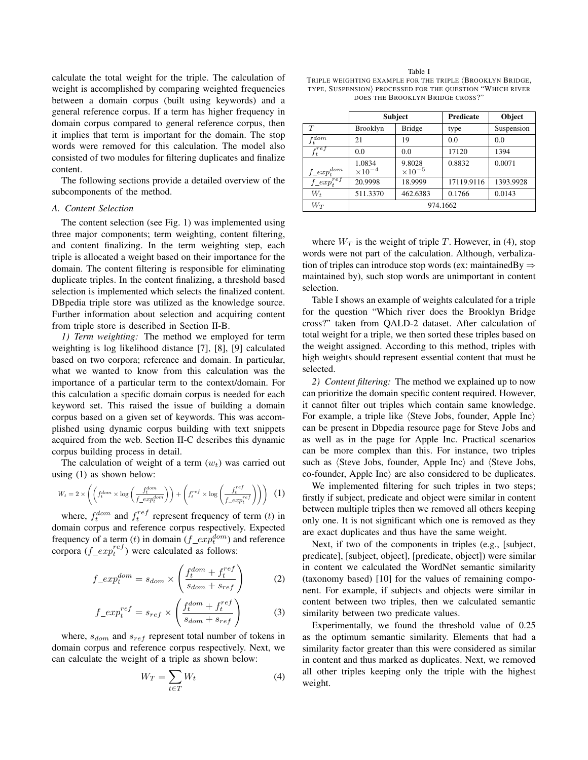calculate the total weight for the triple. The calculation of weight is accomplished by comparing weighted frequencies between a domain corpus (built using keywords) and a general reference corpus. If a term has higher frequency in domain corpus compared to general reference corpus, then it implies that term is important for the domain. The stop words were removed for this calculation. The model also consisted of two modules for filtering duplicates and finalize content.

The following sections provide a detailed overview of the subcomponents of the method.

### A. Content Selection

The content selection (see Fig. 1) was implemented using three major components; term weighting, content filtering, and content finalizing. In the term weighting step, each triple is allocated a weight based on their importance for the domain. The content filtering is responsible for eliminating duplicate triples. In the content finalizing, a threshold based selection is implemented which selects the finalized content. DBpedia triple store was utilized as the knowledge source. Further information about selection and acquiring content from triple store is described in Section II-B.

*1) Term weighting:* The method we employed for term weighting is log likelihood distance [7], [8], [9] calculated based on two corpora; reference and domain. In particular, what we wanted to know from this calculation was the importance of a particular term to the context/domain. For this calculation a specific domain corpus is needed for each keyword set. This raised the issue of building a domain corpus based on a given set of keywords. This was accomplished using dynamic corpus building with text snippets acquired from the web. Section II-C describes this dynamic corpus building process in detail.

The calculation of weight of a term ($w_t$) was carried out using (1) as shown below:

$$W_t = 2 \times \left( \left( f_t^{dom} \times \log\left(\frac{f_t^{dom}}{f\_exp_t^{dom}}\right)\right) + \left( f_t^{ref} \times \log\left(\frac{f_t^{ref}}{f\_exp_t^{ref}}\right)\right)\right) \quad (1)$$

where, $f_t^{dom}$ and $f_t^{ref}$ represent frequency of term ($t$) in domain corpus and reference corpus respectively. Expected frequency of a term ($t$) in domain ($f\_exp_t^{dom}$) and reference corpora ($f\_exp_t^{ref}$) were calculated as follows:

$$f\_exp_t^{dom} = s_{dom} \times \left(\frac{f_t^{dom} + f_t^{ref}}{s_{dom} + s_{ref}}\right) \quad (2)$$

$$f\_exp_t^{ref} = s_{ref} \times \left(\frac{f_t^{dom} + f_t^{ref}}{s_{dom} + s_{ref}}\right) \quad (3)$$

where, $s_{dom}$ and $s_{ref}$ represent total number of tokens in domain corpus and reference corpus respectively. Next, we can calculate the weight of a triple as shown below:

$$W_T = \sum_{t \in T} W_t \quad (4)$$

Table I
TRIPLE WEIGHTING EXAMPLE FOR THE TRIPLE ⟨BROOKLYN BRIDGE, TYPE, SUSPENSION⟩ PROCESSED FOR THE QUESTION "WHICH RIVER DOES THE BROOKLYN BRIDGE CROSS?"

| | **Subject** | | **Predicate** | **Object** |
|---|---|---|---|---|
| $T$ | Brooklyn | Bridge | type | Suspension |
| $f_t^{dom}$ | 21 | 19 | 0.0 | 0.0 |
| $f_t^{ref}$ | 0.0 | 0.0 | 17120 | 1394 |
| $f\_exp_t^{dom}$ | 1.0834 $\times 10^{-4}$ | 9.8028 $\times 10^{-5}$ | 0.8832 | 0.0071 |
| $f\_exp_t^{ref}$ | 20.9998 | 18.9999 | 17119.9116 | 1393.9928 |
| $W_t$ | 511.3370 | 462.6383 | 0.1766 | 0.0143 |
| $W_T$ | 974.1662 | | | |

where $W_T$ is the weight of triple $T$. However, in (4), stop words were not part of the calculation. Although, verbalization of triples can introduce stop words (ex: maintainedBy ⇒ maintained by), such stop words are unimportant in content selection.

Table I shows an example of weights calculated for a triple for the question "Which river does the Brooklyn Bridge cross?" taken from QALD-2 dataset. After calculation of total weight for a triple, we then sorted these triples based on the weight assigned. According to this method, triples with high weights should represent essential content that must be selected.

*2) Content filtering:* The method we explained up to now can prioritize the domain specific content required. However, it cannot filter out triples which contain same knowledge. For example, a triple like ⟨Steve Jobs, founder, Apple Inc⟩ can be present in Dbpedia resource page for Steve Jobs and as well as in the page for Apple Inc. Practical scenarios can be more complex than this. For instance, two triples such as ⟨Steve Jobs, founder, Apple Inc⟩ and ⟨Steve Jobs, co-founder, Apple Inc⟩ are also considered to be duplicates.

We implemented filtering for such triples in two steps; firstly if subject, predicate and object were similar in content between multiple triples then we removed all others keeping only one. It is not significant which one is removed as they are exact duplicates and thus have the same weight.

Next, if two of the components in triples (e.g., [subject, predicate], [subject, object], [predicate, object]) were similar in content we calculated the WordNet semantic similarity (taxonomy based) [10] for the values of remaining component. For example, if subjects and objects were similar in content between two triples, then we calculated semantic similarity between two predicate values.

Experimentally, we found the threshold value of 0.25 as the optimum semantic similarity. Elements that had a similarity factor greater than this were considered as similar in content and thus marked as duplicates. Next, we removed all other triples keeping only the triple with the highest weight.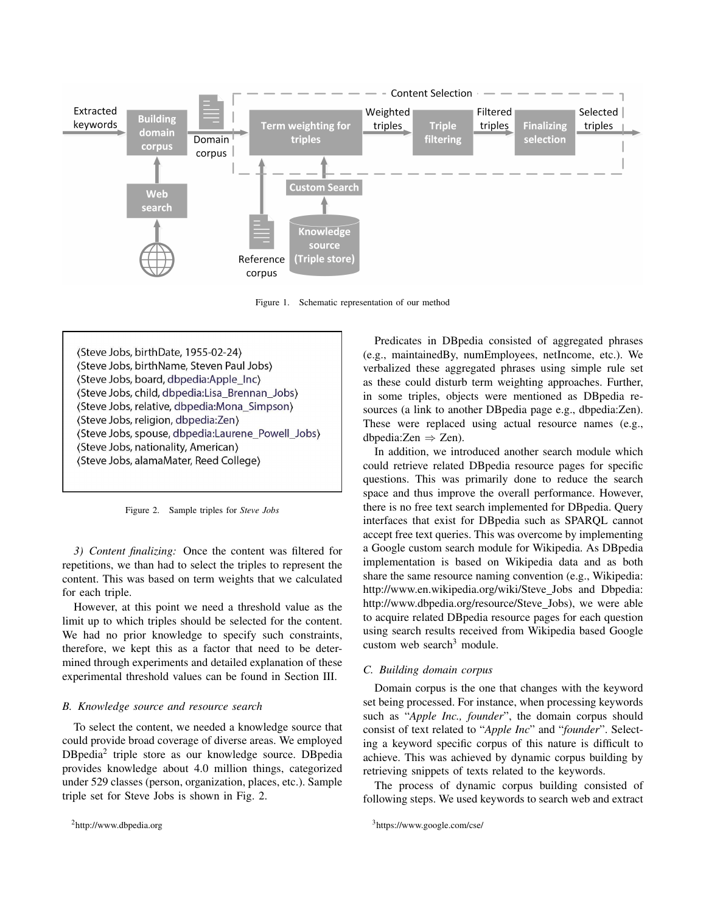Figure 1. Schematic representation of our method

⟨Steve Jobs, birthDate, 1955-02-24⟩
⟨Steve Jobs, birthName, Steven Paul Jobs⟩
⟨Steve Jobs, board, dbpedia:Apple_Inc⟩
⟨Steve Jobs, child, dbpedia:Lisa_Brennan_Jobs⟩
⟨Steve Jobs, relative, dbpedia:Mona_Simpson⟩
⟨Steve Jobs, religion, dbpedia:Zen⟩
⟨Steve Jobs, spouse, dbpedia:Laurene_Powell_Jobs⟩
⟨Steve Jobs, nationality, American⟩
⟨Steve Jobs, alamaMater, Reed College⟩

Figure 2. Sample triples for *Steve Jobs*

*3) Content finalizing:* Once the content was filtered for repetitions, we than had to select the triples to represent the content. This was based on term weights that we calculated for each triple.

However, at this point we need a threshold value as the limit up to which triples should be selected for the content. We had no prior knowledge to specify such constraints, therefore, we kept this as a factor that need to be determined through experiments and detailed explanation of these experimental threshold values can be found in Section III.

### B. Knowledge source and resource search

To select the content, we needed a knowledge source that could provide broad coverage of diverse areas. We employed DBpedia[2] triple store as our knowledge source. DBpedia provides knowledge about 4.0 million things, categorized under 529 classes (person, organization, places, etc.). Sample triple set for Steve Jobs is shown in Fig. 2.

Predicates in DBpedia consisted of aggregated phrases (e.g., maintainedBy, numEmployees, netIncome, etc.). We verbalized these aggregated phrases using simple rule set as these could disturb term weighting approaches. Further, in some triples, objects were mentioned as DBpedia resources (a link to another DBpedia page e.g., dbpedia:Zen). These were replaced using actual resource names (e.g., dbpedia:Zen ⇒ Zen).

In addition, we introduced another search module which could retrieve related DBpedia resource pages for specific questions. This was primarily done to reduce the search space and thus improve the overall performance. However, there is no free text search implemented for DBpedia. Query interfaces that exist for DBpedia such as SPARQL cannot accept free text queries. This was overcome by implementing a Google custom search module for Wikipedia. As DBpedia implementation is based on Wikipedia data and as both share the same resource naming convention (e.g., Wikipedia: http://www.en.wikipedia.org/wiki/Steve_Jobs and Dbpedia: http://www.dbpedia.org/resource/Steve_Jobs), we were able to acquire related DBpedia resource pages for each question using search results received from Wikipedia based Google custom web search[3] module.

### C. Building domain corpus

Domain corpus is the one that changes with the keyword set being processed. For instance, when processing keywords such as "*Apple Inc., founder*", the domain corpus should consist of text related to "*Apple Inc*" and "*founder*". Selecting a keyword specific corpus of this nature is difficult to achieve. This was achieved by dynamic corpus building by retrieving snippets of texts related to the keywords.

The process of dynamic corpus building consisted of following steps. We used keywords to search web and extract

[2] http://www.dbpedia.org

[3] https://www.google.com/cse/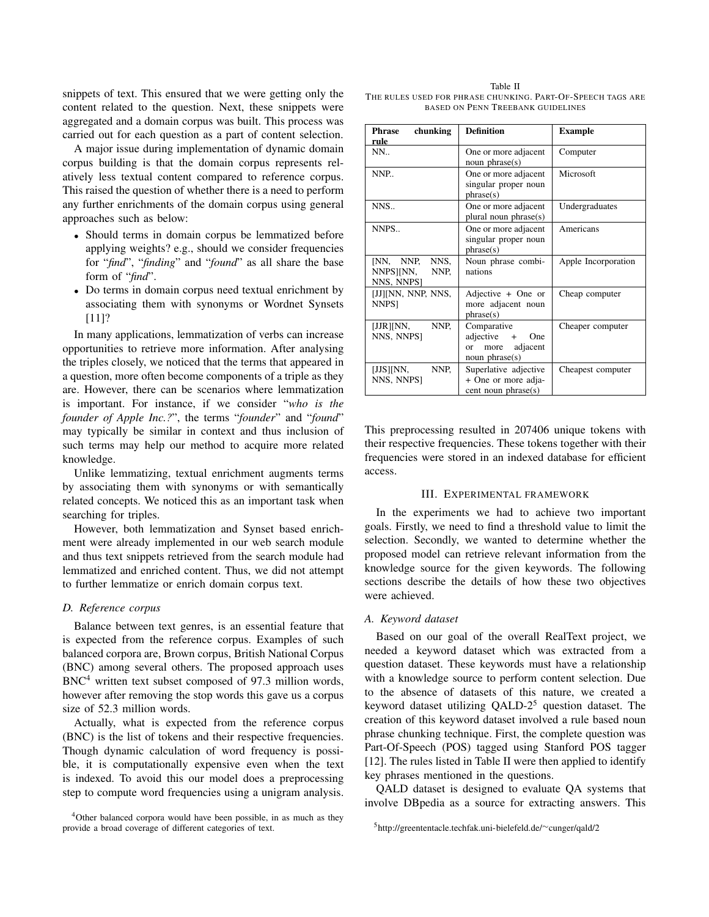snippets of text. This ensured that we were getting only the content related to the question. Next, these snippets were aggregated and a domain corpus was built. This process was carried out for each question as a part of content selection.

A major issue during implementation of dynamic domain corpus building is that the domain corpus represents relatively less textual content compared to reference corpus. This raised the question of whether there is a need to perform any further enrichments of the domain corpus using general approaches such as below:

- Should terms in domain corpus be lemmatized before applying weights? e.g., should we consider frequencies for "*find*", "*finding*" and "*found*" as all share the base form of "*find*".
- Do terms in domain corpus need textual enrichment by associating them with synonyms or Wordnet Synsets [11]?

In many applications, lemmatization of verbs can increase opportunities to retrieve more information. After analysing the triples closely, we noticed that the terms that appeared in a question, more often become components of a triple as they are. However, there can be scenarios where lemmatization is important. For instance, if we consider "*who is the founder of Apple Inc.?*", the terms "*founder*" and "*found*" may typically be similar in context and thus inclusion of such terms may help our method to acquire more related knowledge.

Unlike lemmatizing, textual enrichment augments terms by associating them with synonyms or with semantically related concepts. We noticed this as an important task when searching for triples.

However, both lemmatization and Synset based enrichment were already implemented in our web search module and thus text snippets retrieved from the search module had lemmatized and enriched content. Thus, we did not attempt to further lemmatize or enrich domain corpus text.

### D. Reference corpus

Balance between text genres, is an essential feature that is expected from the reference corpus. Examples of such balanced corpora are, Brown corpus, British National Corpus (BNC) among several others. The proposed approach uses BNC[4] written text subset composed of 97.3 million words, however after removing the stop words this gave us a corpus size of 52.3 million words.

Actually, what is expected from the reference corpus (BNC) is the list of tokens and their respective frequencies. Though dynamic calculation of word frequency is possible, it is computationally expensive even when the text is indexed. To avoid this our model does a preprocessing step to compute word frequencies using a unigram analysis. This preprocessing resulted in 207406 unique tokens with their respective frequencies. These tokens together with their frequencies were stored in an indexed database for efficient access.

[4]Other balanced corpora would have been possible, in as much as they provide a broad coverage of different categories of text.

Table II
THE RULES USED FOR PHRASE CHUNKING. PART-OF-SPEECH TAGS ARE BASED ON PENN TREEBANK GUIDELINES

| Phrase chunking rule | Definition | Example |
|---|---|---|
| NN.. | One or more adjacent noun phrase(s) | Computer |
| NNP.. | One or more adjacent singular proper noun phrase(s) | Microsoft |
| NNS.. | One or more adjacent plural noun phrase(s) | Undergraduates |
| NNPS.. | One or more adjacent singular proper noun phrase(s) | Americans |
| [NN, NNP, NNS, NNPS][NN, NNP, NNS, NNPS] | Noun phrase combinations | Apple Incorporation |
| [JJ][NN, NNP, NNS, NNPS] | Adjective + One or more adjacent noun phrase(s) | Cheap computer |
| [JJR][NN, NNP, NNS, NNPS] | Comparative adjective + One or more adjacent noun phrase(s) | Cheaper computer |
| [JJS][NN, NNP, NNS, NNPS] | Superlative adjective + One or more adjacent noun phrase(s) | Cheapest computer |

## III. EXPERIMENTAL FRAMEWORK

In the experiments we had to achieve two important goals. Firstly, we need to find a threshold value to limit the selection. Secondly, we wanted to determine whether the proposed model can retrieve relevant information from the knowledge source for the given keywords. The following sections describe the details of how these two objectives were achieved.

### A. Keyword dataset

Based on our goal of the overall RealText project, we needed a keyword dataset which was extracted from a question dataset. These keywords must have a relationship with a knowledge source to perform content selection. Due to the absence of datasets of this nature, we created a keyword dataset utilizing QALD-2[5] question dataset. The creation of this keyword dataset involved a rule based noun phrase chunking technique. First, the complete question was Part-Of-Speech (POS) tagged using Stanford POS tagger [12]. The rules listed in Table II were then applied to identify key phrases mentioned in the questions.

QALD dataset is designed to evaluate QA systems that involve DBpedia as a source for extracting answers. This

[5]http://greententacle.techfak.uni-bielefeld.de/~cunger/qald/2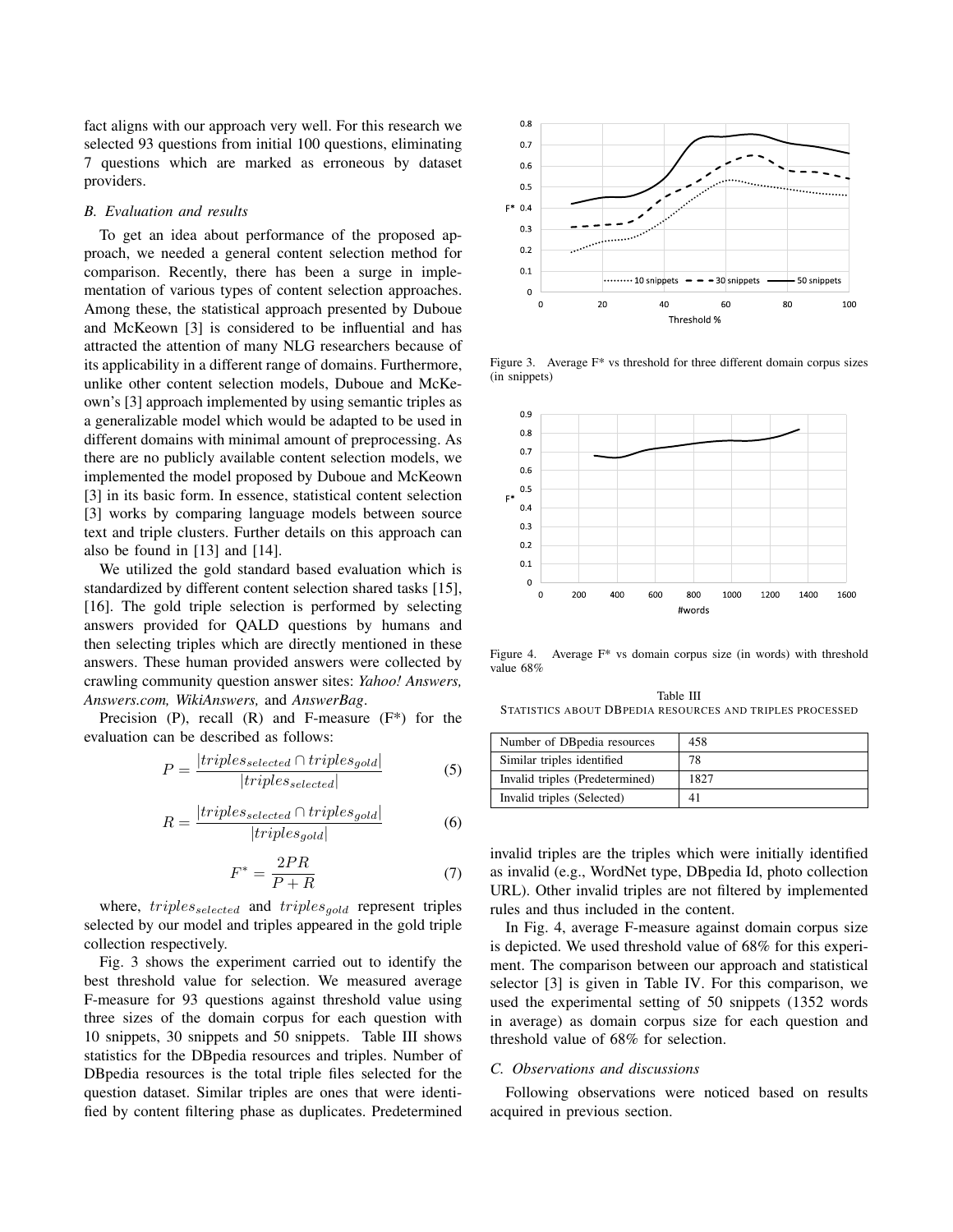fact aligns with our approach very well. For this research we selected 93 questions from initial 100 questions, eliminating 7 questions which are marked as erroneous by dataset providers.

### B. Evaluation and results

To get an idea about performance of the proposed approach, we needed a general content selection method for comparison. Recently, there has been a surge in implementation of various types of content selection approaches. Among these, the statistical approach presented by Duboue and McKeown [3] is considered to be influential and has attracted the attention of many NLG researchers because of its applicability in a different range of domains. Furthermore, unlike other content selection models, Duboue and McKeown's [3] approach implemented by using semantic triples as a generalizable model which would be adapted to be used in different domains with minimal amount of preprocessing. As there are no publicly available content selection models, we implemented the model proposed by Duboue and McKeown [3] in its basic form. In essence, statistical content selection [3] works by comparing language models between source text and triple clusters. Further details on this approach can also be found in [13] and [14].

We utilized the gold standard based evaluation which is standardized by different content selection shared tasks [15], [16]. The gold triple selection is performed by selecting answers provided for QALD questions by humans and then selecting triples which are directly mentioned in these answers. These human provided answers were collected by crawling community question answer sites: *Yahoo! Answers, Answers.com, WikiAnswers,* and *AnswerBag*.

Precision (P), recall (R) and F-measure (F*) for the evaluation can be described as follows:

$$P = \frac{|triples_{selected} \cap triples_{gold}|}{|triples_{selected}|} \quad (5)$$

$$R = \frac{|triples_{selected} \cap triples_{gold}|}{|triples_{gold}|} \quad (6)$$

$$F^{*} = \frac{2PR}{P+R} \quad (7)$$

where, $triples_{selected}$ and $triples_{gold}$ represent triples selected by our model and triples appeared in the gold triple collection respectively.

Fig. 3 shows the experiment carried out to identify the best threshold value for selection. We measured average F-measure for 93 questions against threshold value using three sizes of the domain corpus for each question with 10 snippets, 30 snippets and 50 snippets. Table III shows statistics for the DBpedia resources and triples. Number of DBpedia resources is the total triple files selected for the question dataset. Similar triples are ones that were identified by content filtering phase as duplicates. Predetermined invalid triples are the triples which were initially identified as invalid (e.g., WordNet type, DBpedia Id, photo collection URL). Other invalid triples are not filtered by implemented rules and thus included in the content.

Figure 3. Average F* vs threshold for three different domain corpus sizes (in snippets)

Figure 4. Average F* vs domain corpus size (in words) with threshold value 68%

Table III
STATISTICS ABOUT DBPEDIA RESOURCES AND TRIPLES PROCESSED

| | |
|---|---|
| Number of DBpedia resources | 458 |
| Similar triples identified | 78 |
| Invalid triples (Predetermined) | 1827 |
| Invalid triples (Selected) | 41 |

In Fig. 4, average F-measure against domain corpus size is depicted. We used threshold value of 68% for this experiment. The comparison between our approach and statistical selector [3] is given in Table IV. For this comparison, we used the experimental setting of 50 snippets (1352 words in average) as domain corpus size for each question and threshold value of 68% for selection.

### C. Observations and discussions

Following observations were noticed based on results acquired in previous section.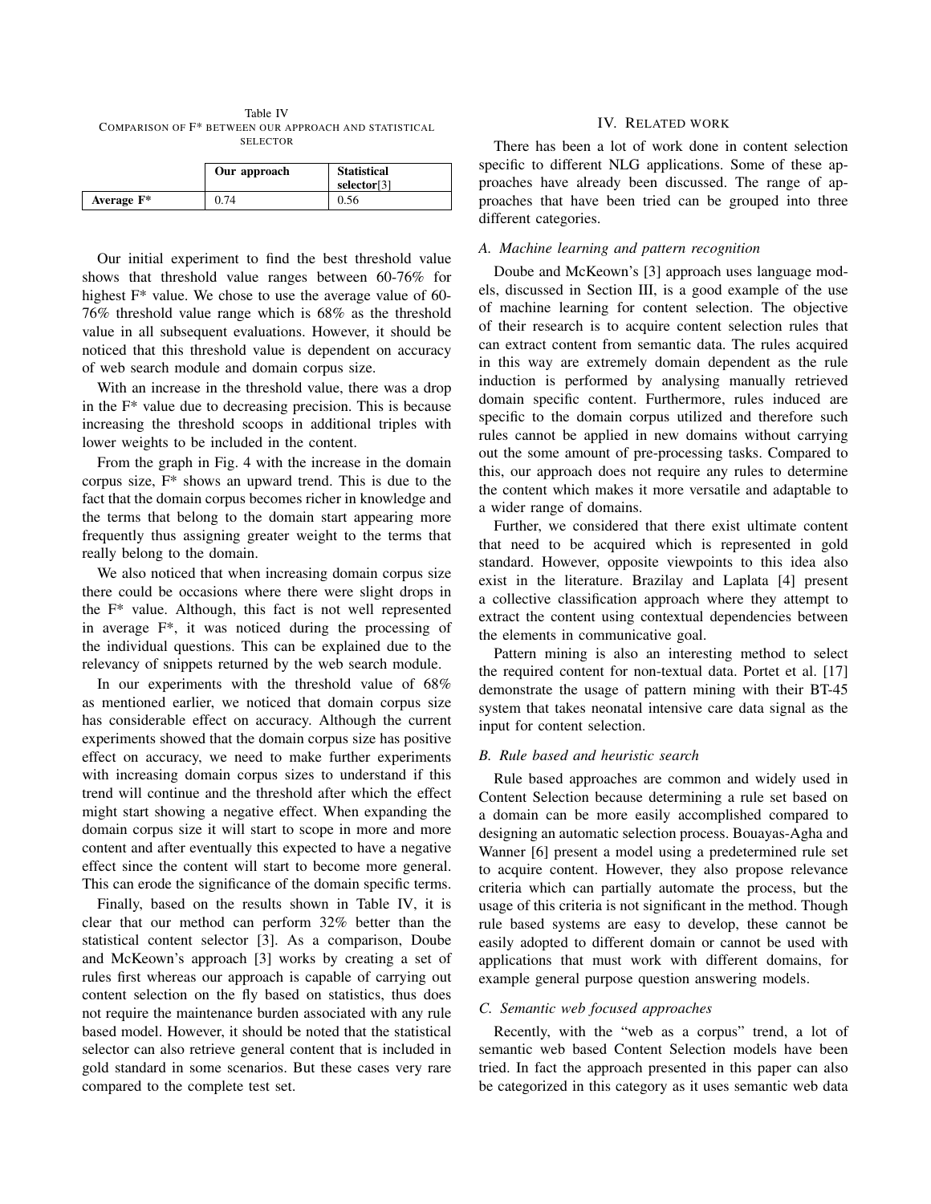Table IV
COMPARISON OF F* BETWEEN OUR APPROACH AND STATISTICAL SELECTOR

| | Our approach | Statistical selector[3] |
|---|---|---|
| **Average F*** | 0.74 | 0.56 |

Our initial experiment to find the best threshold value shows that threshold value ranges between 60-76% for highest F* value. We chose to use the average value of 60-76% threshold value range which is 68% as the threshold value in all subsequent evaluations. However, it should be noticed that this threshold value is dependent on accuracy of web search module and domain corpus size.

With an increase in the threshold value, there was a drop in the F* value due to decreasing precision. This is because increasing the threshold scoops in additional triples with lower weights to be included in the content.

From the graph in Fig. 4 with the increase in the domain corpus size, F* shows an upward trend. This is due to the fact that the domain corpus becomes richer in knowledge and the terms that belong to the domain start appearing more frequently thus assigning greater weight to the terms that really belong to the domain.

We also noticed that when increasing domain corpus size there could be occasions where there were slight drops in the F* value. Although, this fact is not well represented in average F*, it was noticed during the processing of the individual questions. This can be explained due to the relevancy of snippets returned by the web search module.

In our experiments with the threshold value of 68% as mentioned earlier, we noticed that domain corpus size has considerable effect on accuracy. Although the current experiments showed that the domain corpus size has positive effect on accuracy, we need to make further experiments with increasing domain corpus sizes to understand if this trend will continue and the threshold after which the effect might start showing a negative effect. When expanding the domain corpus size it will start to scope in more and more content and after eventually this expected to have a negative effect since the content will start to become more general. This can erode the significance of the domain specific terms.

Finally, based on the results shown in Table IV, it is clear that our method can perform 32% better than the statistical content selector [3]. As a comparison, Doube and McKeown's approach [3] works by creating a set of rules first whereas our approach is capable of carrying out content selection on the fly based on statistics, thus does not require the maintenance burden associated with any rule based model. However, it should be noted that the statistical selector can also retrieve general content that is included in gold standard in some scenarios. But these cases very rare compared to the complete test set.

## IV. RELATED WORK

There has been a lot of work done in content selection specific to different NLG applications. Some of these approaches have already been discussed. The range of approaches that have been tried can be grouped into three different categories.

### A. Machine learning and pattern recognition

Doube and McKeown's [3] approach uses language models, discussed in Section III, is a good example of the use of machine learning for content selection. The objective of their research is to acquire content selection rules that can extract content from semantic data. The rules acquired in this way are extremely domain dependent as the rule induction is performed by analysing manually retrieved domain specific content. Furthermore, rules induced are specific to the domain corpus utilized and therefore such rules cannot be applied in new domains without carrying out the some amount of pre-processing tasks. Compared to this, our approach does not require any rules to determine the content which makes it more versatile and adaptable to a wider range of domains.

Further, we considered that there exist ultimate content that need to be acquired which is represented in gold standard. However, opposite viewpoints to this idea also exist in the literature. Brazilay and Laplata [4] present a collective classification approach where they attempt to extract the content using contextual dependencies between the elements in communicative goal.

Pattern mining is also an interesting method to select the required content for non-textual data. Portet et al. [17] demonstrate the usage of pattern mining with their BT-45 system that takes neonatal intensive care data signal as the input for content selection.

### B. Rule based and heuristic search

Rule based approaches are common and widely used in Content Selection because determining a rule set based on a domain can be more easily accomplished compared to designing an automatic selection process. Bouayas-Agha and Wanner [6] present a model using a predetermined rule set to acquire content. However, they also propose relevance criteria which can partially automate the process, but the usage of this criteria is not significant in the method. Though rule based systems are easy to develop, these cannot be easily adopted to different domain or cannot be used with applications that must work with different domains, for example general purpose question answering models.

### C. Semantic web focused approaches

Recently, with the "web as a corpus" trend, a lot of semantic web based Content Selection models have been tried. In fact the approach presented in this paper can also be categorized in this category as it uses semantic web data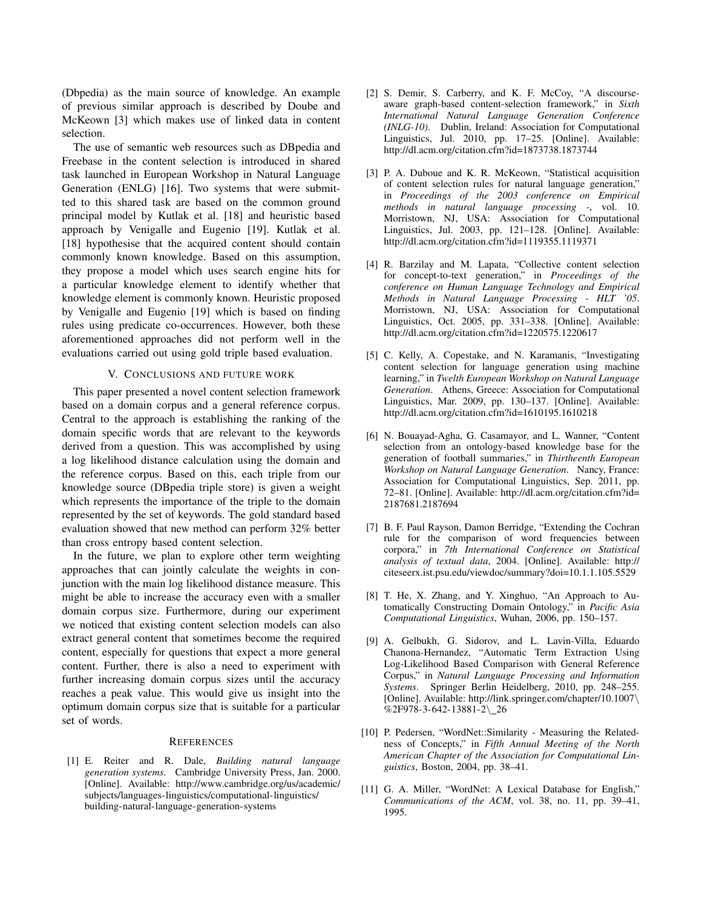(Dbpedia) as the main source of knowledge. An example of previous similar approach is described by Doube and McKeown [3] which makes use of linked data in content selection.

The use of semantic web resources such as DBpedia and Freebase in the content selection is introduced in shared task launched in European Workshop in Natural Language Generation (ENLG) [16]. Two systems that were submitted to this shared task are based on the common ground principal model by Kutlak et al. [18] and heuristic based approach by Venigalle and Eugenio [19]. Kutlak et al. [18] hypothesise that the acquired content should contain commonly known knowledge. Based on this assumption, they propose a model which uses search engine hits for a particular knowledge element to identify whether that knowledge element is commonly known. Heuristic proposed by Venigalle and Eugenio [19] which is based on finding rules using predicate co-occurrences. However, both these aforementioned approaches did not perform well in the evaluations carried out using gold triple based evaluation.

## V. Conclusions and Future Work

This paper presented a novel content selection framework based on a domain corpus and a general reference corpus. Central to the approach is establishing the ranking of the domain specific words that are relevant to the keywords derived from a question. This was accomplished by using a log likelihood distance calculation using the domain and the reference corpus. Based on this, each triple from our knowledge source (DBpedia triple store) is given a weight which represents the importance of the triple to the domain represented by the set of keywords. The gold standard based evaluation showed that new method can perform 32% better than cross entropy based content selection.

In the future, we plan to explore other term weighting approaches that can jointly calculate the weights in conjunction with the main log likelihood distance measure. This might be able to increase the accuracy even with a smaller domain corpus size. Furthermore, during our experiment we noticed that existing content selection models can also extract general content that sometimes become the required content, especially for questions that expect a more general content. Further, there is also a need to experiment with further increasing domain corpus sizes until the accuracy reaches a peak value. This would give us insight into the optimum domain corpus size that is suitable for a particular set of words.

## References

[1] E. Reiter and R. Dale, *Building natural language generation systems*. Cambridge University Press, Jan. 2000. [Online]. Available: http://www.cambridge.org/us/academic/subjects/languages-linguistics/computational-linguistics/building-natural-language-generation-systems

[2] S. Demir, S. Carberry, and K. F. McCoy, "A discourse-aware graph-based content-selection framework," in *Sixth International Natural Language Generation Conference (INLG-10)*. Dublin, Ireland: Association for Computational Linguistics, Jul. 2010, pp. 17–25. [Online]. Available: http://dl.acm.org/citation.cfm?id=1873738.1873744

[3] P. A. Duboue and K. R. McKeown, "Statistical acquisition of content selection rules for natural language generation," in *Proceedings of the 2003 conference on Empirical methods in natural language processing -*, vol. 10. Morristown, NJ, USA: Association for Computational Linguistics, Jul. 2003, pp. 121–128. [Online]. Available: http://dl.acm.org/citation.cfm?id=1119355.1119371

[4] R. Barzilay and M. Lapata, "Collective content selection for concept-to-text generation," in *Proceedings of the conference on Human Language Technology and Empirical Methods in Natural Language Processing - HLT '05*. Morristown, NJ, USA: Association for Computational Linguistics, Oct. 2005, pp. 331–338. [Online]. Available: http://dl.acm.org/citation.cfm?id=1220575.1220617

[5] C. Kelly, A. Copestake, and N. Karamanis, "Investigating content selection for language generation using machine learning," in *Twelth European Workshop on Natural Language Generation*. Athens, Greece: Association for Computational Linguistics, Mar. 2009, pp. 130–137. [Online]. Available: http://dl.acm.org/citation.cfm?id=1610195.1610218

[6] N. Bouayad-Agha, G. Casamayor, and L. Wanner, "Content selection from an ontology-based knowledge base for the generation of football summaries," in *Thirtheenth European Workshop on Natural Language Generation*. Nancy, France: Association for Computational Linguistics, Sep. 2011, pp. 72–81. [Online]. Available: http://dl.acm.org/citation.cfm?id=2187681.2187694

[7] B. F. Paul Rayson, Damon Berridge, "Extending the Cochran rule for the comparison of word frequencies between corpora," in *7th International Conference on Statistical analysis of textual data*, 2004. [Online]. Available: http://citeseerx.ist.psu.edu/viewdoc/summary?doi=10.1.1.105.5529

[8] T. He, X. Zhang, and Y. Xinghuo, "An Approach to Automatically Constructing Domain Ontology," in *Pacific Asia Computational Linguistics*, Wuhan, 2006, pp. 150–157.

[9] A. Gelbukh, G. Sidorov, and L. Lavin-Villa, Eduardo Chanona-Hernandez, "Automatic Term Extraction Using Log-Likelihood Based Comparison with General Reference Corpus," in *Natural Language Processing and Information Systems*. Springer Berlin Heidelberg, 2010, pp. 248–255. [Online]. Available: http://link.springer.com/chapter/10.1007\%2F978-3-642-13881-2\_26

[10] P. Pedersen, "WordNet::Similarity - Measuring the Relatedness of Concepts," in *Fifth Annual Meeting of the North American Chapter of the Association for Computational Linguistics*, Boston, 2004, pp. 38–41.

[11] G. A. Miller, "WordNet: A Lexical Database for English," *Communications of the ACM*, vol. 38, no. 11, pp. 39–41, 1995.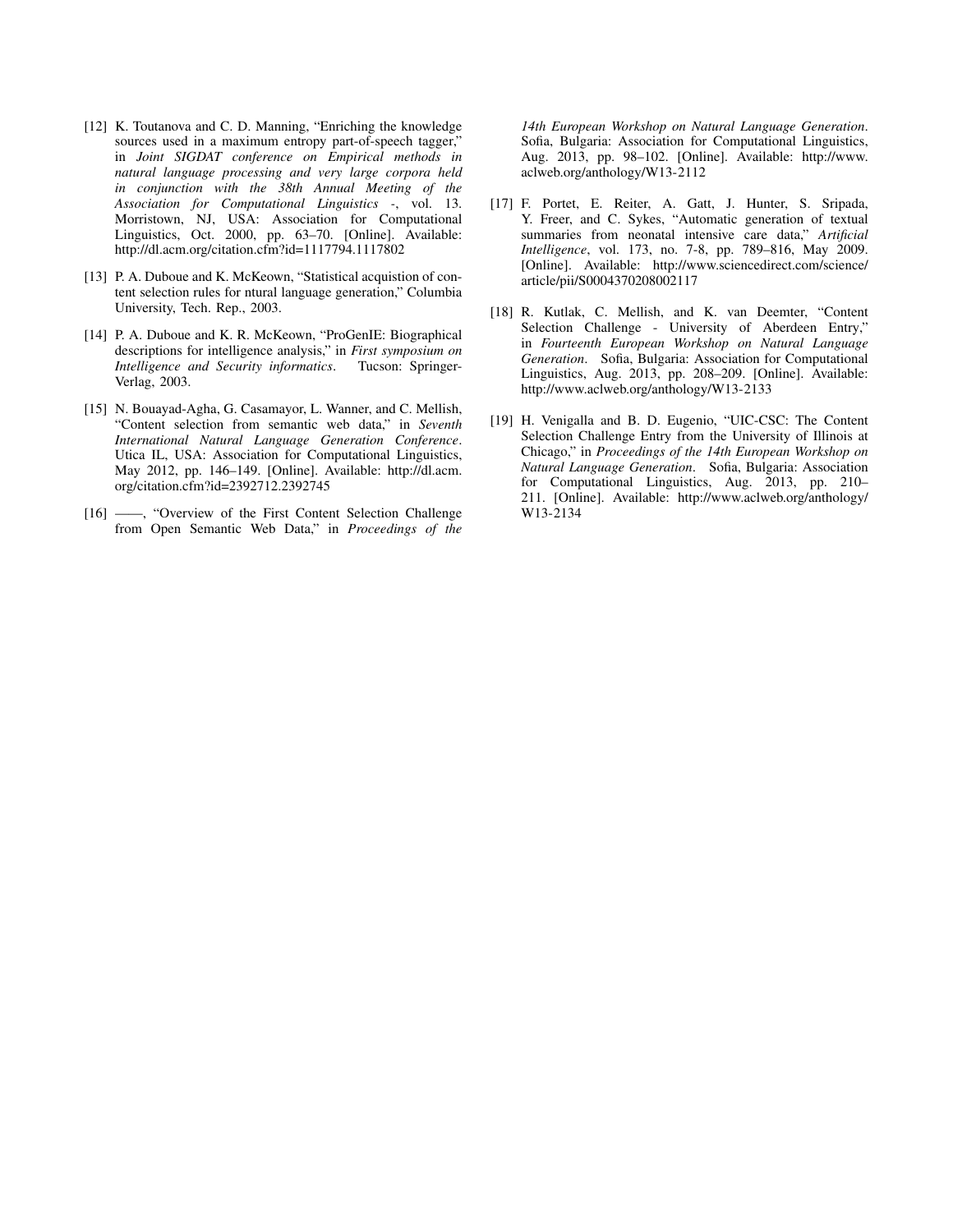[12] K. Toutanova and C. D. Manning, "Enriching the knowledge sources used in a maximum entropy part-of-speech tagger," in *Joint SIGDAT conference on Empirical methods in natural language processing and very large corpora held in conjunction with the 38th Annual Meeting of the Association for Computational Linguistics -*, vol. 13. Morristown, NJ, USA: Association for Computational Linguistics, Oct. 2000, pp. 63–70. [Online]. Available: http://dl.acm.org/citation.cfm?id=1117794.1117802

[13] P. A. Duboue and K. McKeown, "Statistical acquistion of content selection rules for ntural language generation," Columbia University, Tech. Rep., 2003.

[14] P. A. Duboue and K. R. McKeown, "ProGenIE: Biographical descriptions for intelligence analysis," in *First symposium on Intelligence and Security informatics*. Tucson: Springer-Verlag, 2003.

[15] N. Bouayad-Agha, G. Casamayor, L. Wanner, and C. Mellish, "Content selection from semantic web data," in *Seventh International Natural Language Generation Conference*. Utica IL, USA: Association for Computational Linguistics, May 2012, pp. 146–149. [Online]. Available: http://dl.acm.org/citation.cfm?id=2392712.2392745

[16] ——, "Overview of the First Content Selection Challenge from Open Semantic Web Data," in *Proceedings of the 14th European Workshop on Natural Language Generation*. Sofia, Bulgaria: Association for Computational Linguistics, Aug. 2013, pp. 98–102. [Online]. Available: http://www.aclweb.org/anthology/W13-2112

[17] F. Portet, E. Reiter, A. Gatt, J. Hunter, S. Sripada, Y. Freer, and C. Sykes, "Automatic generation of textual summaries from neonatal intensive care data," *Artificial Intelligence*, vol. 173, no. 7-8, pp. 789–816, May 2009. [Online]. Available: http://www.sciencedirect.com/science/article/pii/S0004370208002117

[18] R. Kutlak, C. Mellish, and K. van Deemter, "Content Selection Challenge - University of Aberdeen Entry," in *Fourteenth European Workshop on Natural Language Generation*. Sofia, Bulgaria: Association for Computational Linguistics, Aug. 2013, pp. 208–209. [Online]. Available: http://www.aclweb.org/anthology/W13-2133

[19] H. Venigalla and B. D. Eugenio, "UIC-CSC: The Content Selection Challenge Entry from the University of Illinois at Chicago," in *Proceedings of the 14th European Workshop on Natural Language Generation*. Sofia, Bulgaria: Association for Computational Linguistics, Aug. 2013, pp. 210–211. [Online]. Available: http://www.aclweb.org/anthology/W13-2134